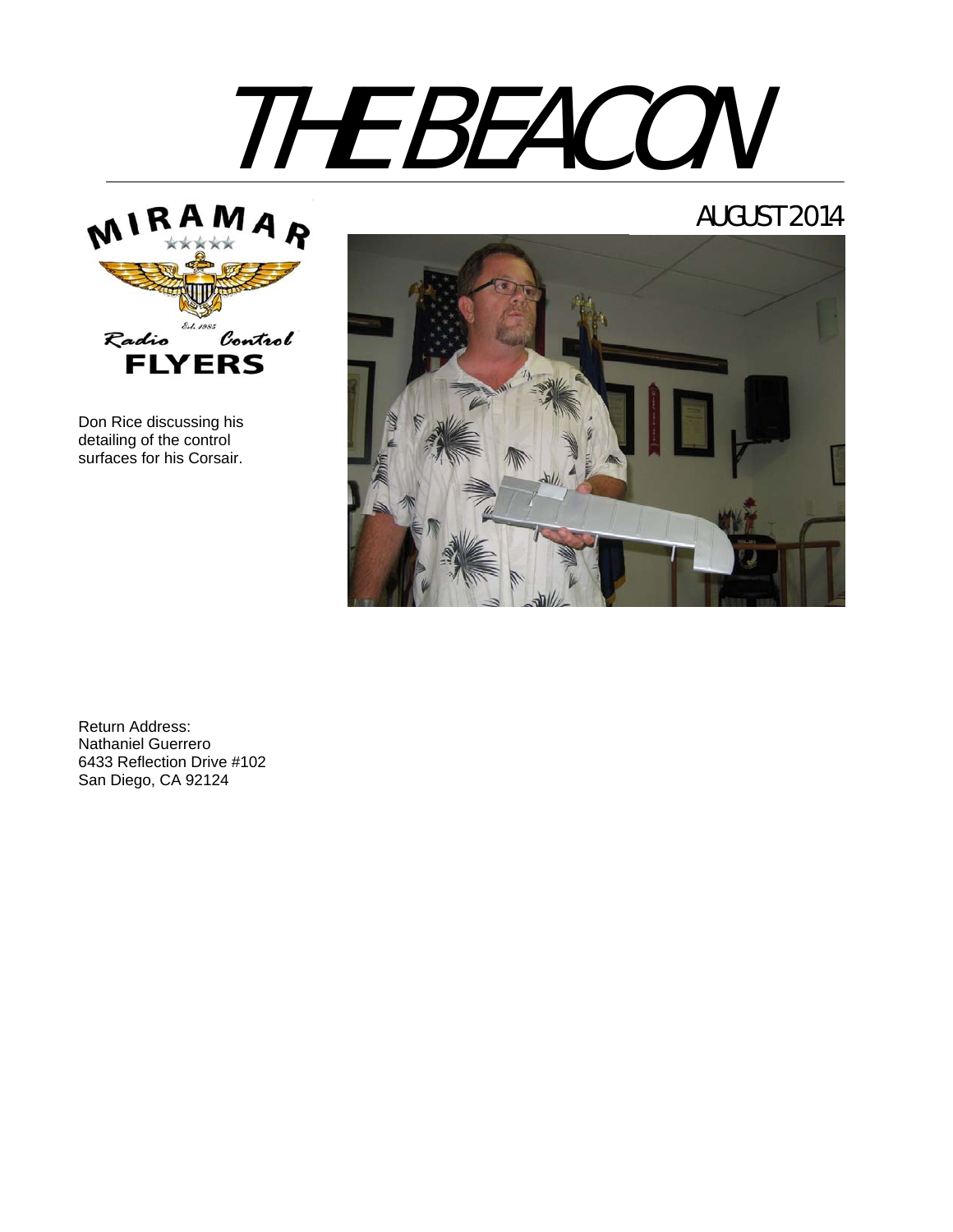# THE BEACON

AUGUST 2014

Don Rice discussing his detailing of the control surfaces for his Corsair.

Return Address:
Nathaniel Guerrero
6433 Reflection Drive #102
San Diego, CA 92124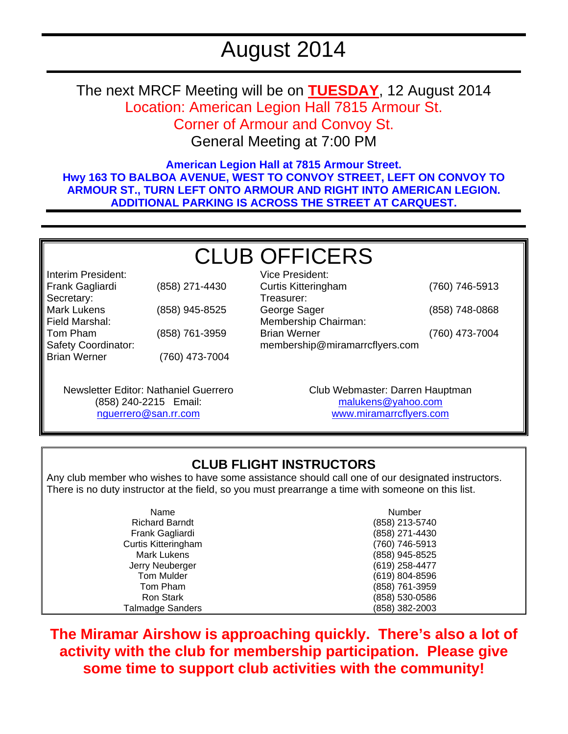# August 2014

The next MRCF Meeting will be on **TUESDAY**, 12 August 2014

Location: American Legion Hall 7815 Armour St.

Corner of Armour and Convoy St.

General Meeting at 7:00 PM

**American Legion Hall at 7815 Armour Street.**
**Hwy 163 TO BALBOA AVENUE, WEST TO CONVOY STREET, LEFT ON CONVOY TO ARMOUR ST., TURN LEFT ONTO ARMOUR AND RIGHT INTO AMERICAN LEGION. ADDITIONAL PARKING IS ACROSS THE STREET AT CARQUEST.**

## CLUB OFFICERS

Interim President:
Frank Gagliardi (858) 271-4430

Secretary:
Mark Lukens (858) 945-8525

Field Marshal:
Tom Pham (858) 761-3959

Safety Coordinator:
Brian Werner (760) 473-7004

Vice President:
Curtis Kitteringham (760) 746-5913

Treasurer:
George Sager (858) 748-0868

Membership Chairman:
Brian Werner (760) 473-7004
membership@miramarrcflyers.com

Newsletter Editor: Nathaniel Guerrero
(858) 240-2215 Email:
nguerrero@san.rr.com

Club Webmaster: Darren Hauptman
malukens@yahoo.com
www.miramarrcflyers.com

## CLUB FLIGHT INSTRUCTORS

Any club member who wishes to have some assistance should call one of our designated instructors. There is no duty instructor at the field, so you must prearrange a time with someone on this list.

| Name | Number |
|---|---|
| Richard Barndt | (858) 213-5740 |
| Frank Gagliardi | (858) 271-4430 |
| Curtis Kitteringham | (760) 746-5913 |
| Mark Lukens | (858) 945-8525 |
| Jerry Neuberger | (619) 258-4477 |
| Tom Mulder | (619) 804-8596 |
| Tom Pham | (858) 761-3959 |
| Ron Stark | (858) 530-0586 |
| Talmadge Sanders | (858) 382-2003 |

**The Miramar Airshow is approaching quickly. There's also a lot of activity with the club for membership participation. Please give some time to support club activities with the community!**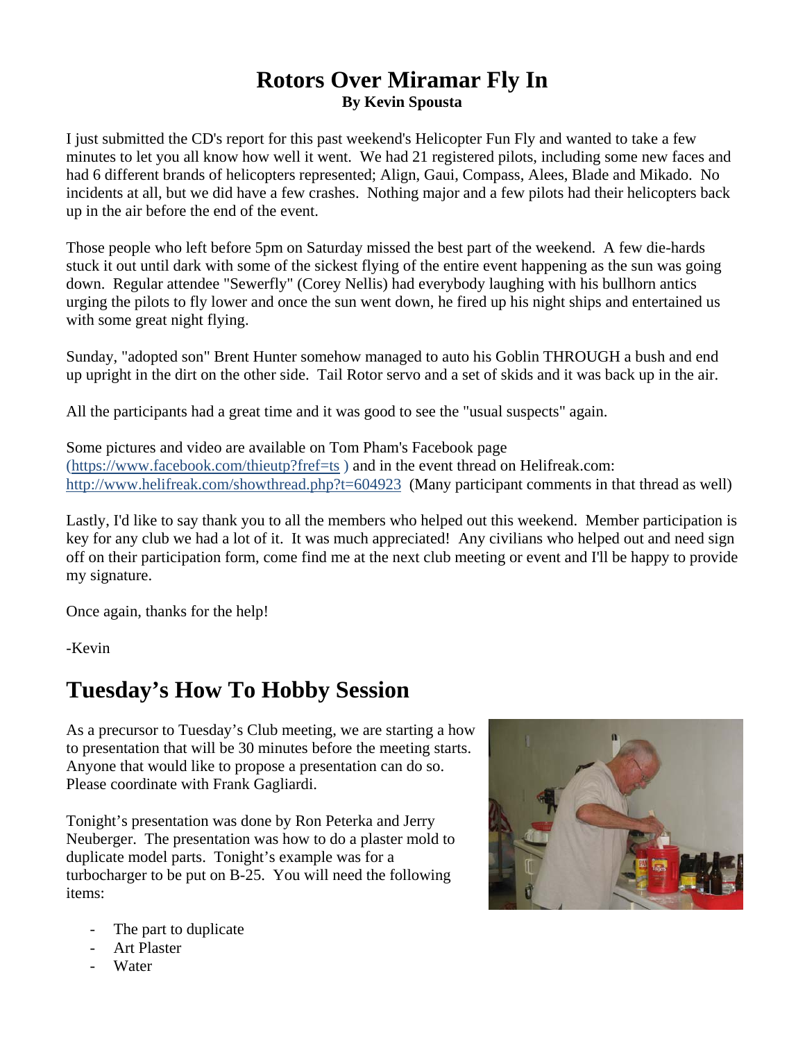# Rotors Over Miramar Fly In

**By Kevin Spousta**

I just submitted the CD's report for this past weekend's Helicopter Fun Fly and wanted to take a few minutes to let you all know how well it went. We had 21 registered pilots, including some new faces and had 6 different brands of helicopters represented; Align, Gaui, Compass, Alees, Blade and Mikado. No incidents at all, but we did have a few crashes. Nothing major and a few pilots had their helicopters back up in the air before the end of the event.

Those people who left before 5pm on Saturday missed the best part of the weekend. A few die-hards stuck it out until dark with some of the sickest flying of the entire event happening as the sun was going down. Regular attendee "Sewerfly" (Corey Nellis) had everybody laughing with his bullhorn antics urging the pilots to fly lower and once the sun went down, he fired up his night ships and entertained us with some great night flying.

Sunday, "adopted son" Brent Hunter somehow managed to auto his Goblin THROUGH a bush and end up upright in the dirt on the other side. Tail Rotor servo and a set of skids and it was back up in the air.

All the participants had a great time and it was good to see the "usual suspects" again.

Some pictures and video are available on Tom Pham's Facebook page (https://www.facebook.com/thieutp?fref=ts ) and in the event thread on Helifreak.com: http://www.helifreak.com/showthread.php?t=604923 (Many participant comments in that thread as well)

Lastly, I'd like to say thank you to all the members who helped out this weekend. Member participation is key for any club we had a lot of it. It was much appreciated! Any civilians who helped out and need sign off on their participation form, come find me at the next club meeting or event and I'll be happy to provide my signature.

Once again, thanks for the help!

-Kevin

# Tuesday's How To Hobby Session

As a precursor to Tuesday's Club meeting, we are starting a how to presentation that will be 30 minutes before the meeting starts. Anyone that would like to propose a presentation can do so. Please coordinate with Frank Gagliardi.

Tonight's presentation was done by Ron Peterka and Jerry Neuberger. The presentation was how to do a plaster mold to duplicate model parts. Tonight's example was for a turbocharger to be put on B-25. You will need the following items:

- The part to duplicate
- Art Plaster
- Water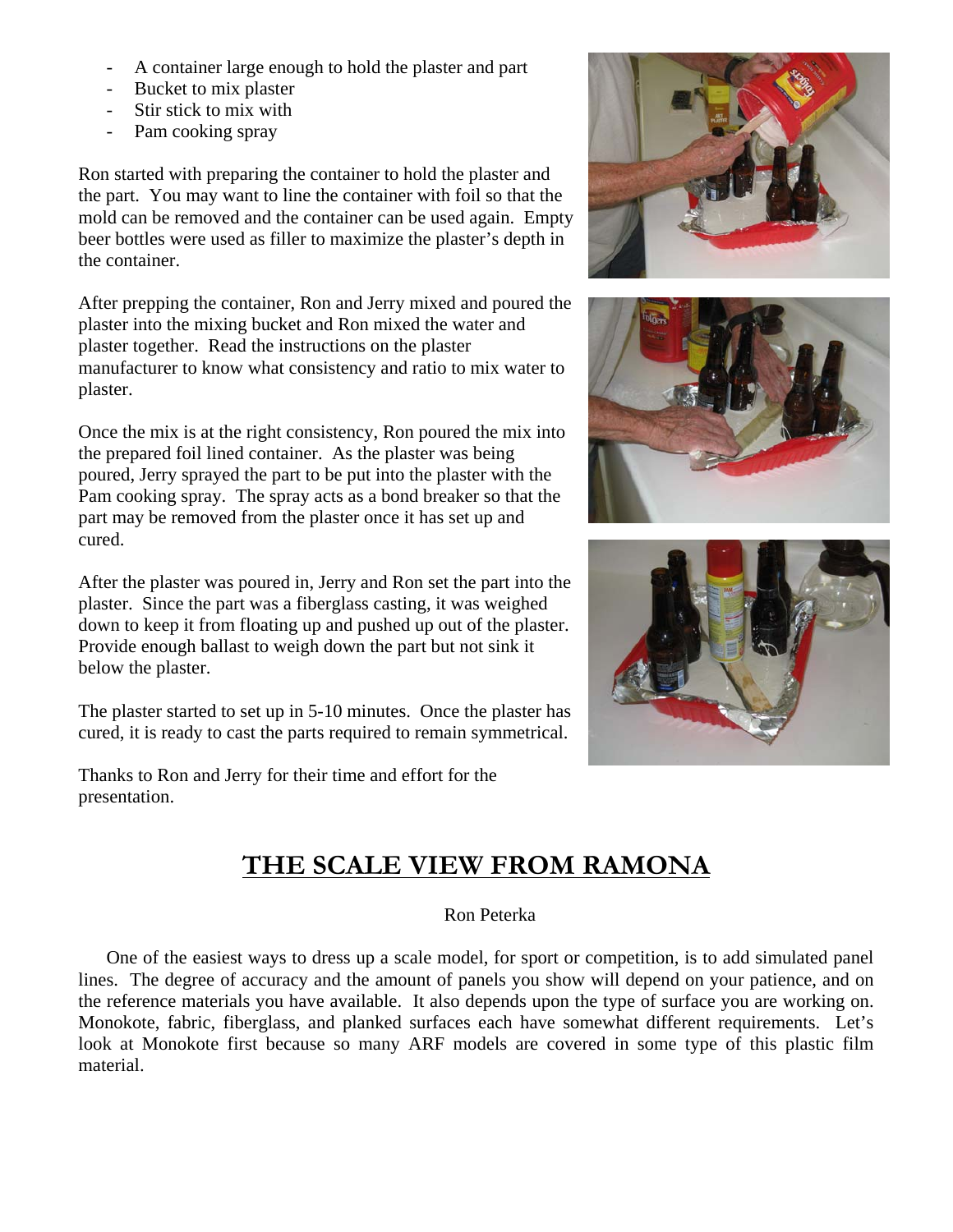- A container large enough to hold the plaster and part
- Bucket to mix plaster
- Stir stick to mix with
- Pam cooking spray

Ron started with preparing the container to hold the plaster and the part. You may want to line the container with foil so that the mold can be removed and the container can be used again. Empty beer bottles were used as filler to maximize the plaster's depth in the container.

After prepping the container, Ron and Jerry mixed and poured the plaster into the mixing bucket and Ron mixed the water and plaster together. Read the instructions on the plaster manufacturer to know what consistency and ratio to mix water to plaster.

Once the mix is at the right consistency, Ron poured the mix into the prepared foil lined container. As the plaster was being poured, Jerry sprayed the part to be put into the plaster with the Pam cooking spray. The spray acts as a bond breaker so that the part may be removed from the plaster once it has set up and cured.

After the plaster was poured in, Jerry and Ron set the part into the plaster. Since the part was a fiberglass casting, it was weighed down to keep it from floating up and pushed up out of the plaster. Provide enough ballast to weigh down the part but not sink it below the plaster.

The plaster started to set up in 5-10 minutes. Once the plaster has cured, it is ready to cast the parts required to remain symmetrical.

Thanks to Ron and Jerry for their time and effort for the presentation.

## THE SCALE VIEW FROM RAMONA

Ron Peterka

One of the easiest ways to dress up a scale model, for sport or competition, is to add simulated panel lines. The degree of accuracy and the amount of panels you show will depend on your patience, and on the reference materials you have available. It also depends upon the type of surface you are working on. Monokote, fabric, fiberglass, and planked surfaces each have somewhat different requirements. Let's look at Monokote first because so many ARF models are covered in some type of this plastic film material.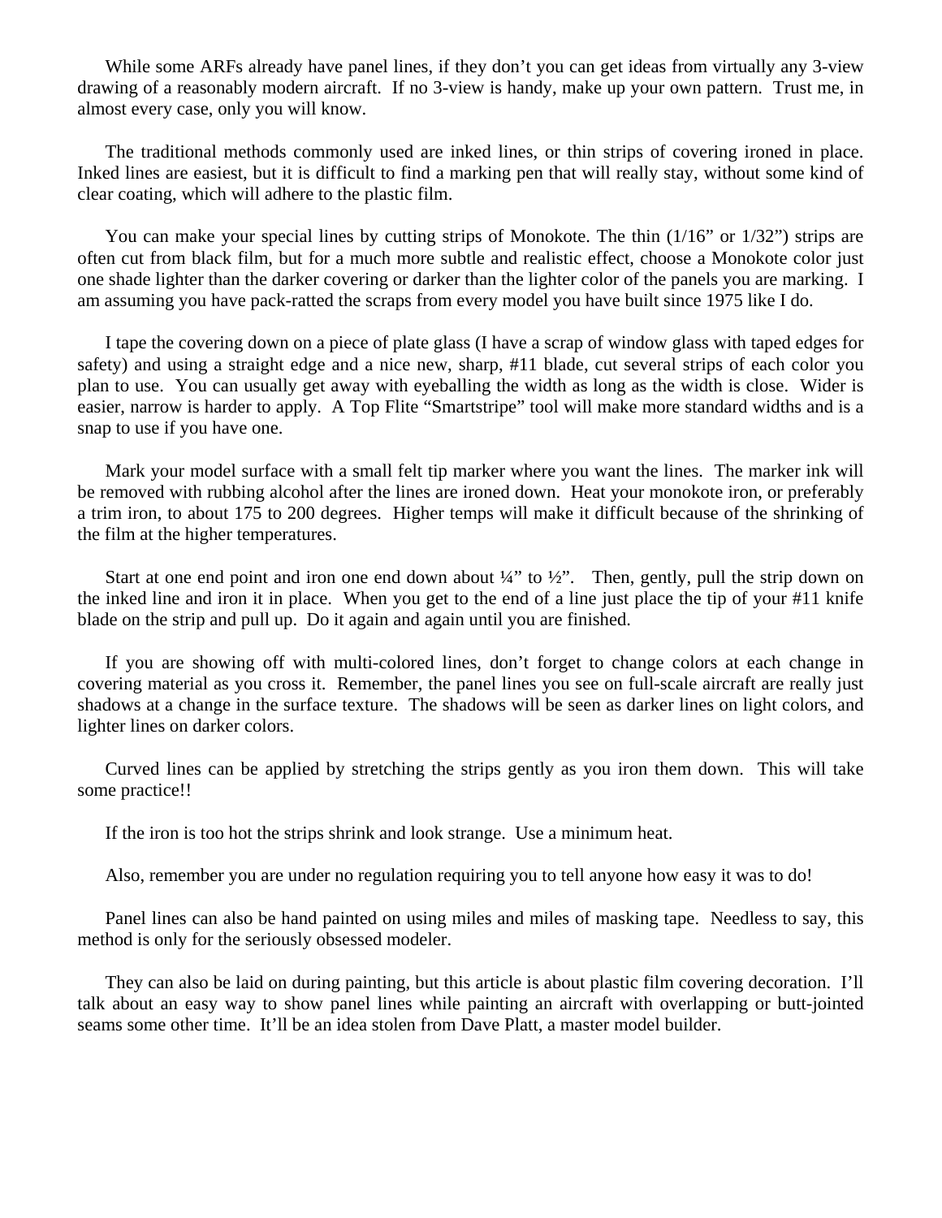While some ARFs already have panel lines, if they don't you can get ideas from virtually any 3-view drawing of a reasonably modern aircraft. If no 3-view is handy, make up your own pattern. Trust me, in almost every case, only you will know.

The traditional methods commonly used are inked lines, or thin strips of covering ironed in place. Inked lines are easiest, but it is difficult to find a marking pen that will really stay, without some kind of clear coating, which will adhere to the plastic film.

You can make your special lines by cutting strips of Monokote. The thin (1/16" or 1/32") strips are often cut from black film, but for a much more subtle and realistic effect, choose a Monokote color just one shade lighter than the darker covering or darker than the lighter color of the panels you are marking. I am assuming you have pack-ratted the scraps from every model you have built since 1975 like I do.

I tape the covering down on a piece of plate glass (I have a scrap of window glass with taped edges for safety) and using a straight edge and a nice new, sharp, #11 blade, cut several strips of each color you plan to use. You can usually get away with eyeballing the width as long as the width is close. Wider is easier, narrow is harder to apply. A Top Flite "Smartstripe" tool will make more standard widths and is a snap to use if you have one.

Mark your model surface with a small felt tip marker where you want the lines. The marker ink will be removed with rubbing alcohol after the lines are ironed down. Heat your monokote iron, or preferably a trim iron, to about 175 to 200 degrees. Higher temps will make it difficult because of the shrinking of the film at the higher temperatures.

Start at one end point and iron one end down about ¼" to ½". Then, gently, pull the strip down on the inked line and iron it in place. When you get to the end of a line just place the tip of your #11 knife blade on the strip and pull up. Do it again and again until you are finished.

If you are showing off with multi-colored lines, don't forget to change colors at each change in covering material as you cross it. Remember, the panel lines you see on full-scale aircraft are really just shadows at a change in the surface texture. The shadows will be seen as darker lines on light colors, and lighter lines on darker colors.

Curved lines can be applied by stretching the strips gently as you iron them down. This will take some practice!!

If the iron is too hot the strips shrink and look strange. Use a minimum heat.

Also, remember you are under no regulation requiring you to tell anyone how easy it was to do!

Panel lines can also be hand painted on using miles and miles of masking tape. Needless to say, this method is only for the seriously obsessed modeler.

They can also be laid on during painting, but this article is about plastic film covering decoration. I'll talk about an easy way to show panel lines while painting an aircraft with overlapping or butt-jointed seams some other time. It'll be an idea stolen from Dave Platt, a master model builder.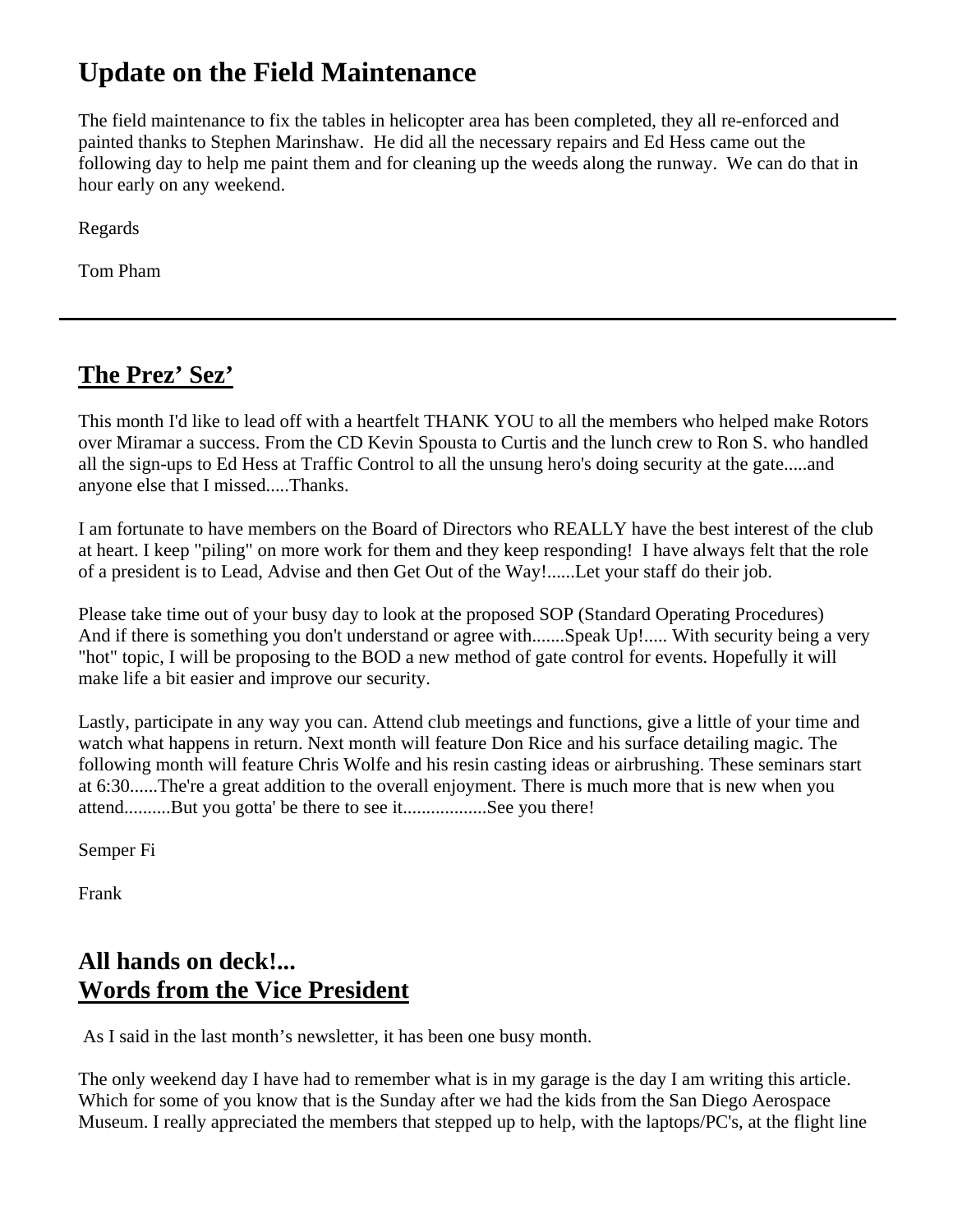## Update on the Field Maintenance

The field maintenance to fix the tables in helicopter area has been completed, they all re-enforced and painted thanks to Stephen Marinshaw. He did all the necessary repairs and Ed Hess came out the following day to help me paint them and for cleaning up the weeds along the runway. We can do that in hour early on any weekend.

Regards

Tom Pham

---

## The Prez' Sez'

This month I'd like to lead off with a heartfelt THANK YOU to all the members who helped make Rotors over Miramar a success. From the CD Kevin Spousta to Curtis and the lunch crew to Ron S. who handled all the sign-ups to Ed Hess at Traffic Control to all the unsung hero's doing security at the gate.....and anyone else that I missed.....Thanks.

I am fortunate to have members on the Board of Directors who REALLY have the best interest of the club at heart. I keep "piling" on more work for them and they keep responding! I have always felt that the role of a president is to Lead, Advise and then Get Out of the Way!......Let your staff do their job.

Please take time out of your busy day to look at the proposed SOP (Standard Operating Procedures) And if there is something you don't understand or agree with.......Speak Up!..... With security being a very "hot" topic, I will be proposing to the BOD a new method of gate control for events. Hopefully it will make life a bit easier and improve our security.

Lastly, participate in any way you can. Attend club meetings and functions, give a little of your time and watch what happens in return. Next month will feature Don Rice and his surface detailing magic. The following month will feature Chris Wolfe and his resin casting ideas or airbrushing. These seminars start at 6:30......The're a great addition to the overall enjoyment. There is much more that is new when you attend..........But you gotta' be there to see it..................See you there!

Semper Fi

Frank

## All hands on deck!...
## Words from the Vice President

As I said in the last month's newsletter, it has been one busy month.

The only weekend day I have had to remember what is in my garage is the day I am writing this article. Which for some of you know that is the Sunday after we had the kids from the San Diego Aerospace Museum. I really appreciated the members that stepped up to help, with the laptops/PC's, at the flight line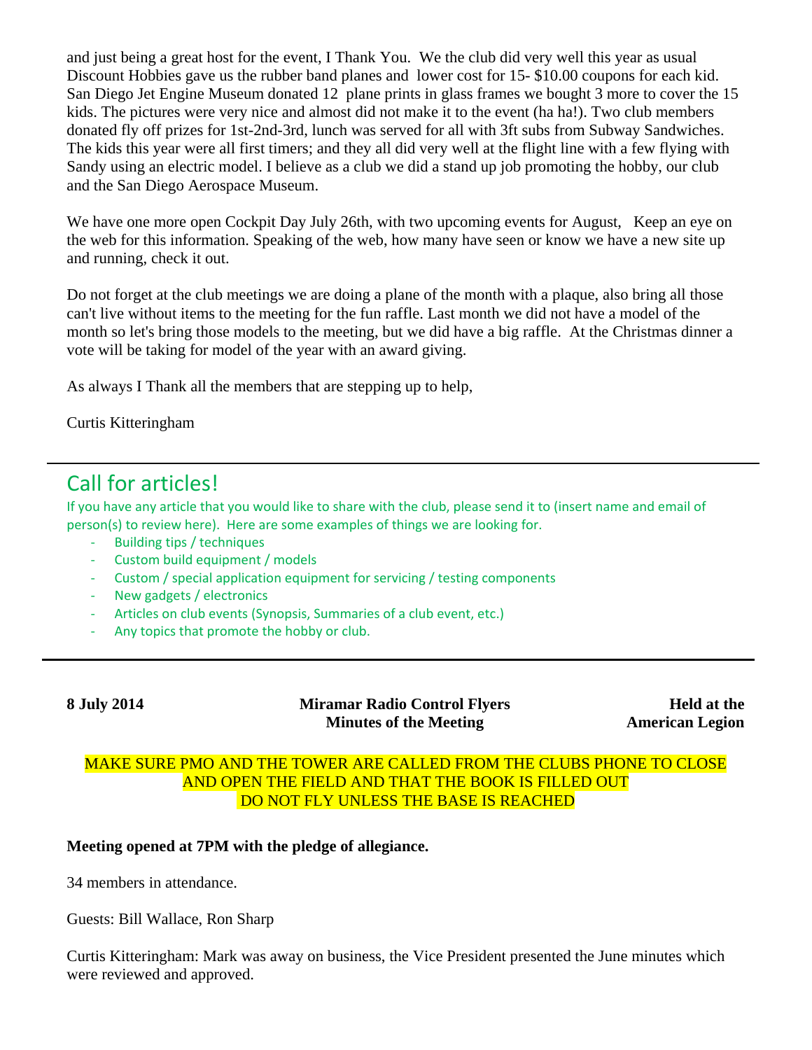and just being a great host for the event, I Thank You. We the club did very well this year as usual Discount Hobbies gave us the rubber band planes and lower cost for 15- $10.00 coupons for each kid. San Diego Jet Engine Museum donated 12 plane prints in glass frames we bought 3 more to cover the 15 kids. The pictures were very nice and almost did not make it to the event (ha ha!). Two club members donated fly off prizes for 1st-2nd-3rd, lunch was served for all with 3ft subs from Subway Sandwiches. The kids this year were all first timers; and they all did very well at the flight line with a few flying with Sandy using an electric model. I believe as a club we did a stand up job promoting the hobby, our club and the San Diego Aerospace Museum.

We have one more open Cockpit Day July 26th, with two upcoming events for August, Keep an eye on the web for this information. Speaking of the web, how many have seen or know we have a new site up and running, check it out.

Do not forget at the club meetings we are doing a plane of the month with a plaque, also bring all those can't live without items to the meeting for the fun raffle. Last month we did not have a model of the month so let's bring those models to the meeting, but we did have a big raffle. At the Christmas dinner a vote will be taking for model of the year with an award giving.

As always I Thank all the members that are stepping up to help,

Curtis Kitteringham

---

## Call for articles!

If you have any article that you would like to share with the club, please send it to (insert name and email of person(s) to review here). Here are some examples of things we are looking for.

- Building tips / techniques
- Custom build equipment / models
- Custom / special application equipment for servicing / testing components
- New gadgets / electronics
- Articles on club events (Synopsis, Summaries of a club event, etc.)
- Any topics that promote the hobby or club.

---

**8 July 2014** **Miramar Radio Control Flyers Minutes of the Meeting** **Held at the American Legion**

MAKE SURE PMO AND THE TOWER ARE CALLED FROM THE CLUBS PHONE TO CLOSE AND OPEN THE FIELD AND THAT THE BOOK IS FILLED OUT
DO NOT FLY UNLESS THE BASE IS REACHED

**Meeting opened at 7PM with the pledge of allegiance.**

34 members in attendance.

Guests: Bill Wallace, Ron Sharp

Curtis Kitteringham: Mark was away on business, the Vice President presented the June minutes which were reviewed and approved.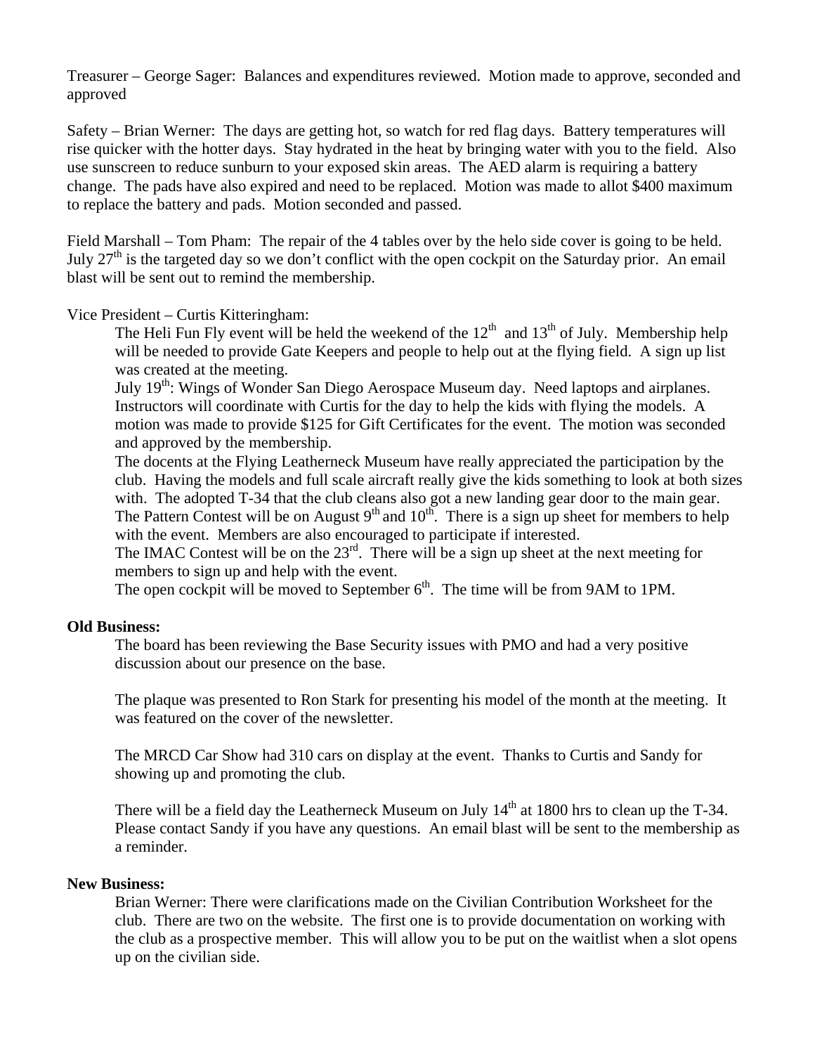Treasurer – George Sager: Balances and expenditures reviewed. Motion made to approve, seconded and approved

Safety – Brian Werner: The days are getting hot, so watch for red flag days. Battery temperatures will rise quicker with the hotter days. Stay hydrated in the heat by bringing water with you to the field. Also use sunscreen to reduce sunburn to your exposed skin areas. The AED alarm is requiring a battery change. The pads have also expired and need to be replaced. Motion was made to allot $400 maximum to replace the battery and pads. Motion seconded and passed.

Field Marshall – Tom Pham: The repair of the 4 tables over by the helo side cover is going to be held. July 27th is the targeted day so we don't conflict with the open cockpit on the Saturday prior. An email blast will be sent out to remind the membership.

Vice President – Curtis Kitteringham:

The Heli Fun Fly event will be held the weekend of the 12th and 13th of July. Membership help will be needed to provide Gate Keepers and people to help out at the flying field. A sign up list was created at the meeting.

July 19th: Wings of Wonder San Diego Aerospace Museum day. Need laptops and airplanes. Instructors will coordinate with Curtis for the day to help the kids with flying the models. A motion was made to provide $125 for Gift Certificates for the event. The motion was seconded and approved by the membership.

The docents at the Flying Leatherneck Museum have really appreciated the participation by the club. Having the models and full scale aircraft really give the kids something to look at both sizes with. The adopted T-34 that the club cleans also got a new landing gear door to the main gear.

The Pattern Contest will be on August 9th and 10th. There is a sign up sheet for members to help with the event. Members are also encouraged to participate if interested.

The IMAC Contest will be on the 23rd. There will be a sign up sheet at the next meeting for members to sign up and help with the event.

The open cockpit will be moved to September 6th. The time will be from 9AM to 1PM.

**Old Business:**

The board has been reviewing the Base Security issues with PMO and had a very positive discussion about our presence on the base.

The plaque was presented to Ron Stark for presenting his model of the month at the meeting. It was featured on the cover of the newsletter.

The MRCD Car Show had 310 cars on display at the event. Thanks to Curtis and Sandy for showing up and promoting the club.

There will be a field day the Leatherneck Museum on July 14th at 1800 hrs to clean up the T-34. Please contact Sandy if you have any questions. An email blast will be sent to the membership as a reminder.

**New Business:**

Brian Werner: There were clarifications made on the Civilian Contribution Worksheet for the club. There are two on the website. The first one is to provide documentation on working with the club as a prospective member. This will allow you to be put on the waitlist when a slot opens up on the civilian side.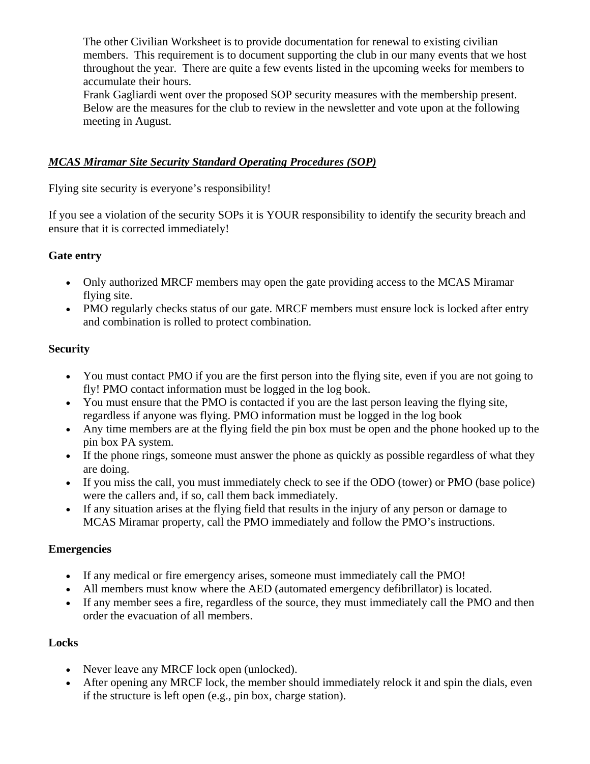The other Civilian Worksheet is to provide documentation for renewal to existing civilian members. This requirement is to document supporting the club in our many events that we host throughout the year. There are quite a few events listed in the upcoming weeks for members to accumulate their hours.

Frank Gagliardi went over the proposed SOP security measures with the membership present. Below are the measures for the club to review in the newsletter and vote upon at the following meeting in August.

***<u>MCAS Miramar Site Security Standard Operating Procedures (SOP)</u>***

Flying site security is everyone's responsibility!

If you see a violation of the security SOPs it is YOUR responsibility to identify the security breach and ensure that it is corrected immediately!

**Gate entry**

- Only authorized MRCF members may open the gate providing access to the MCAS Miramar flying site.
- PMO regularly checks status of our gate. MRCF members must ensure lock is locked after entry and combination is rolled to protect combination.

**Security**

- You must contact PMO if you are the first person into the flying site, even if you are not going to fly! PMO contact information must be logged in the log book.
- You must ensure that the PMO is contacted if you are the last person leaving the flying site, regardless if anyone was flying. PMO information must be logged in the log book
- Any time members are at the flying field the pin box must be open and the phone hooked up to the pin box PA system.
- If the phone rings, someone must answer the phone as quickly as possible regardless of what they are doing.
- If you miss the call, you must immediately check to see if the ODO (tower) or PMO (base police) were the callers and, if so, call them back immediately.
- If any situation arises at the flying field that results in the injury of any person or damage to MCAS Miramar property, call the PMO immediately and follow the PMO's instructions.

**Emergencies**

- If any medical or fire emergency arises, someone must immediately call the PMO!
- All members must know where the AED (automated emergency defibrillator) is located.
- If any member sees a fire, regardless of the source, they must immediately call the PMO and then order the evacuation of all members.

**Locks**

- Never leave any MRCF lock open (unlocked).
- After opening any MRCF lock, the member should immediately relock it and spin the dials, even if the structure is left open (e.g., pin box, charge station).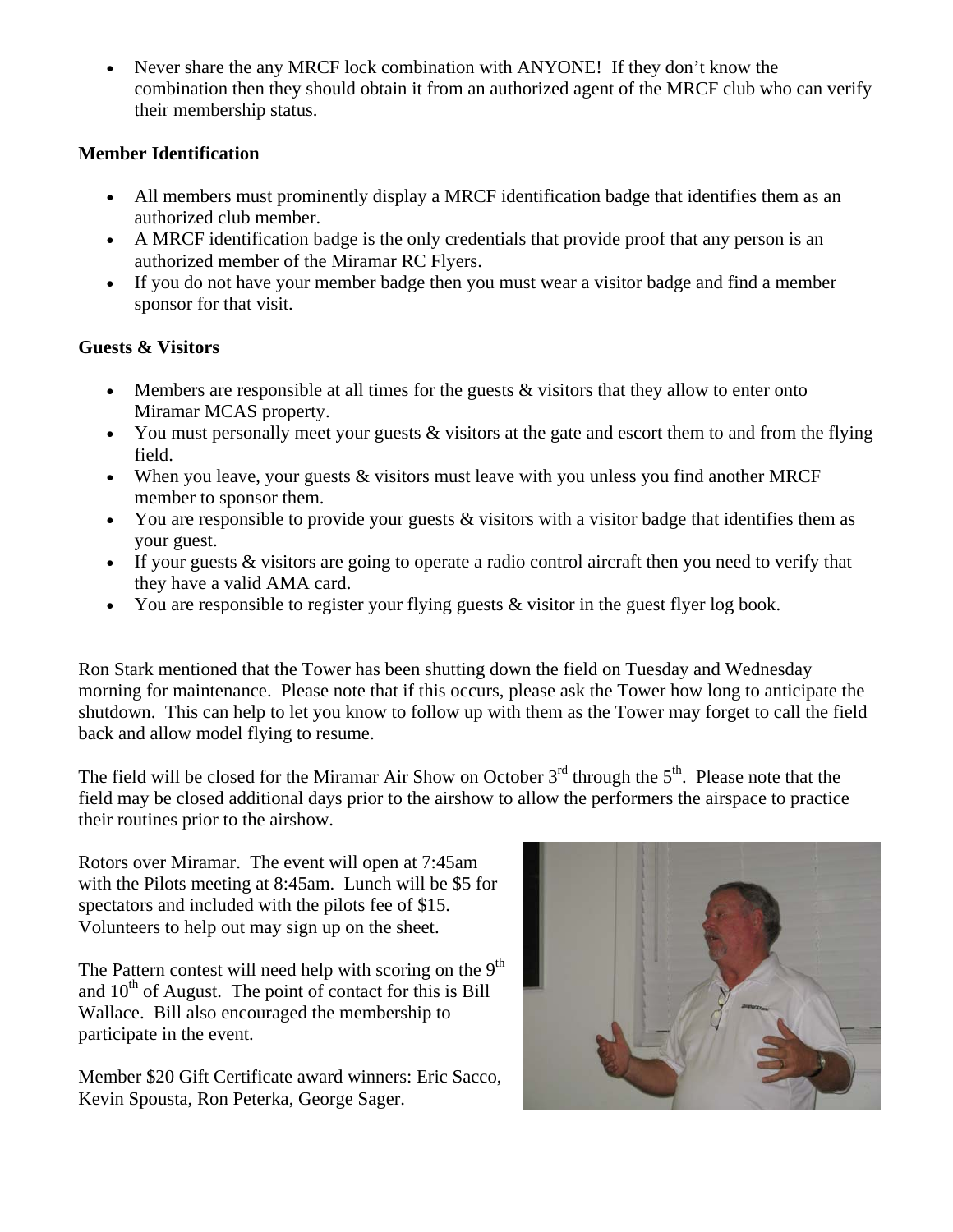- Never share the any MRCF lock combination with ANYONE! If they don't know the combination then they should obtain it from an authorized agent of the MRCF club who can verify their membership status.

**Member Identification**

- All members must prominently display a MRCF identification badge that identifies them as an authorized club member.
- A MRCF identification badge is the only credentials that provide proof that any person is an authorized member of the Miramar RC Flyers.
- If you do not have your member badge then you must wear a visitor badge and find a member sponsor for that visit.

**Guests & Visitors**

- Members are responsible at all times for the guests & visitors that they allow to enter onto Miramar MCAS property.
- You must personally meet your guests & visitors at the gate and escort them to and from the flying field.
- When you leave, your guests & visitors must leave with you unless you find another MRCF member to sponsor them.
- You are responsible to provide your guests & visitors with a visitor badge that identifies them as your guest.
- If your guests & visitors are going to operate a radio control aircraft then you need to verify that they have a valid AMA card.
- You are responsible to register your flying guests & visitor in the guest flyer log book.

Ron Stark mentioned that the Tower has been shutting down the field on Tuesday and Wednesday morning for maintenance. Please note that if this occurs, please ask the Tower how long to anticipate the shutdown. This can help to let you know to follow up with them as the Tower may forget to call the field back and allow model flying to resume.

The field will be closed for the Miramar Air Show on October 3rd through the 5th. Please note that the field may be closed additional days prior to the airshow to allow the performers the airspace to practice their routines prior to the airshow.

Rotors over Miramar. The event will open at 7:45am with the Pilots meeting at 8:45am. Lunch will be $5 for spectators and included with the pilots fee of $15. Volunteers to help out may sign up on the sheet.

The Pattern contest will need help with scoring on the 9th and 10th of August. The point of contact for this is Bill Wallace. Bill also encouraged the membership to participate in the event.

Member $20 Gift Certificate award winners: Eric Sacco, Kevin Spousta, Ron Peterka, George Sager.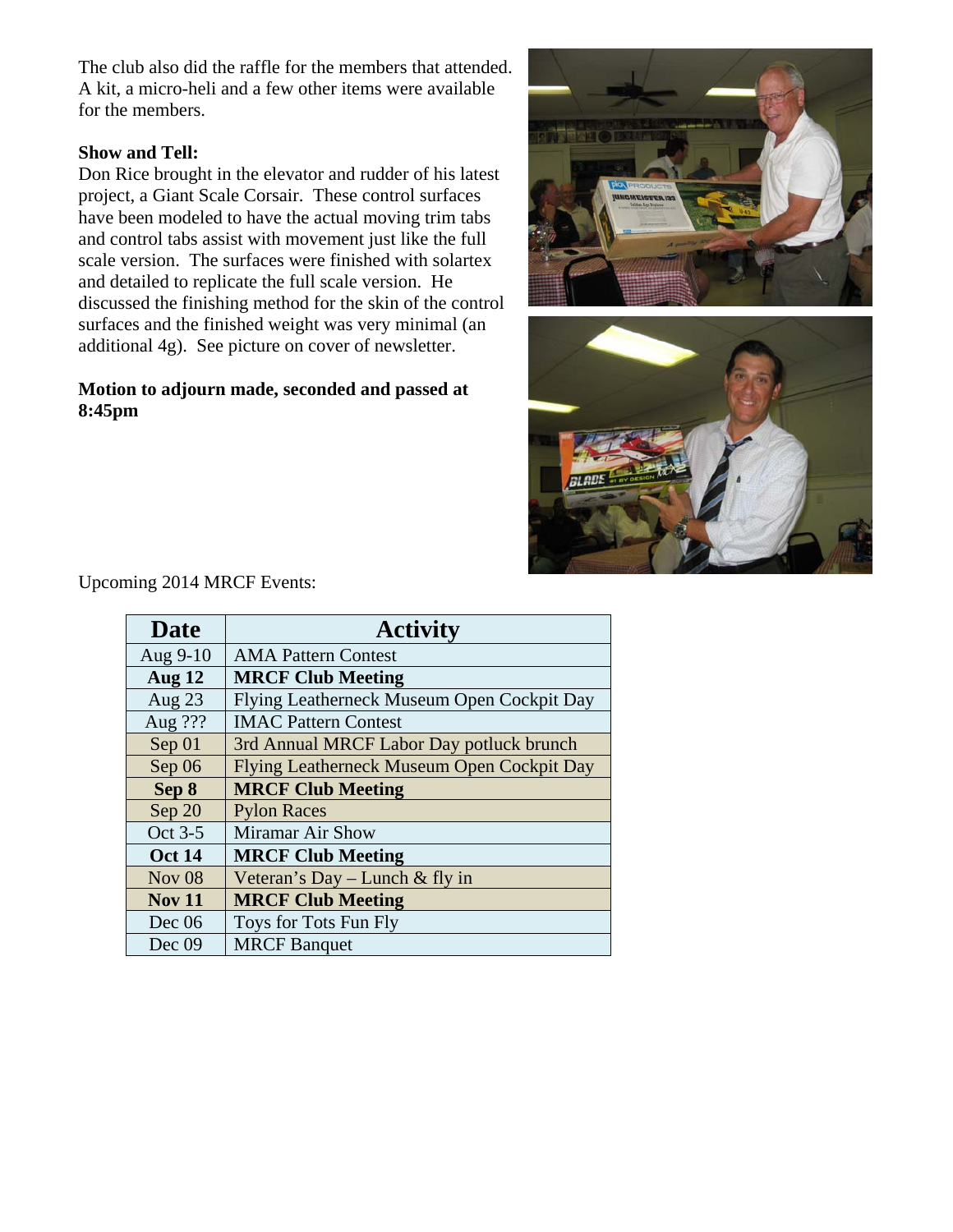The club also did the raffle for the members that attended. A kit, a micro-heli and a few other items were available for the members.

**Show and Tell:**

Don Rice brought in the elevator and rudder of his latest project, a Giant Scale Corsair. These control surfaces have been modeled to have the actual moving trim tabs and control tabs assist with movement just like the full scale version. The surfaces were finished with solartex and detailed to replicate the full scale version. He discussed the finishing method for the skin of the control surfaces and the finished weight was very minimal (an additional 4g). See picture on cover of newsletter.

**Motion to adjourn made, seconded and passed at 8:45pm**

Upcoming 2014 MRCF Events:

| Date | Activity |
|---|---|
| Aug 9-10 | AMA Pattern Contest |
| **Aug 12** | **MRCF Club Meeting** |
| Aug 23 | Flying Leatherneck Museum Open Cockpit Day |
| Aug ??? | IMAC Pattern Contest |
| Sep 01 | 3rd Annual MRCF Labor Day potluck brunch |
| Sep 06 | Flying Leatherneck Museum Open Cockpit Day |
| **Sep 8** | **MRCF Club Meeting** |
| Sep 20 | Pylon Races |
| Oct 3-5 | Miramar Air Show |
| **Oct 14** | **MRCF Club Meeting** |
| Nov 08 | Veteran's Day – Lunch & fly in |
| **Nov 11** | **MRCF Club Meeting** |
| Dec 06 | Toys for Tots Fun Fly |
| Dec 09 | MRCF Banquet |